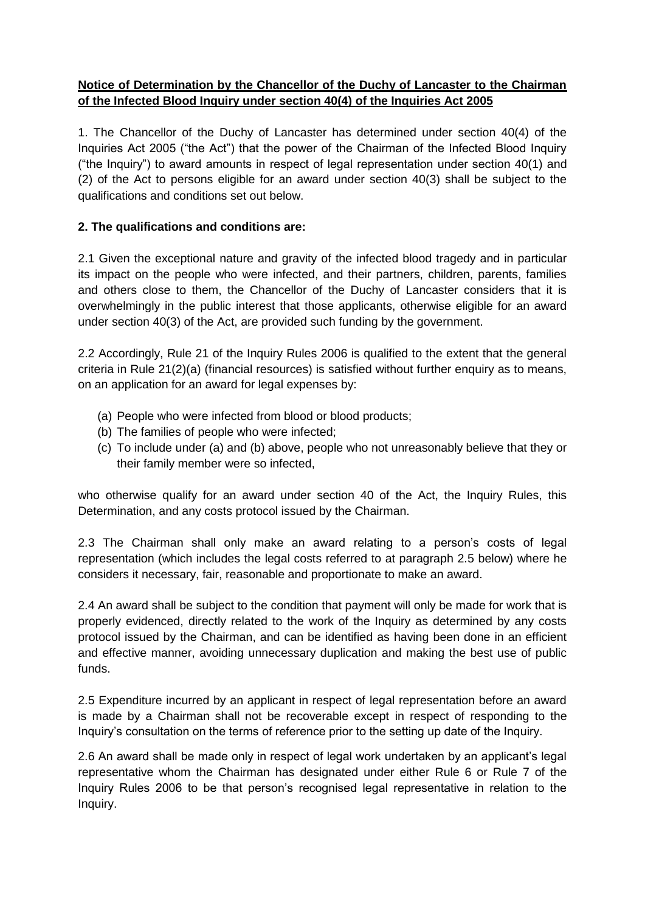**Notice of Determination by the Chancellor of the Duchy of Lancaster to the Chairman of the Infected Blood Inquiry under section 40(4) of the Inquiries Act 2005**

1. The Chancellor of the Duchy of Lancaster has determined under section 40(4) of the Inquiries Act 2005 ("the Act") that the power of the Chairman of the Infected Blood Inquiry ("the Inquiry") to award amounts in respect of legal representation under section 40(1) and (2) of the Act to persons eligible for an award under section 40(3) shall be subject to the qualifications and conditions set out below.

**2. The qualifications and conditions are:**

2.1 Given the exceptional nature and gravity of the infected blood tragedy and in particular its impact on the people who were infected, and their partners, children, parents, families and others close to them, the Chancellor of the Duchy of Lancaster considers that it is overwhelmingly in the public interest that those applicants, otherwise eligible for an award under section 40(3) of the Act, are provided such funding by the government.

2.2 Accordingly, Rule 21 of the Inquiry Rules 2006 is qualified to the extent that the general criteria in Rule 21(2)(a) (financial resources) is satisfied without further enquiry as to means, on an application for an award for legal expenses by:

(a) People who were infected from blood or blood products;
(b) The families of people who were infected;
(c) To include under (a) and (b) above, people who not unreasonably believe that they or their family member were so infected,

who otherwise qualify for an award under section 40 of the Act, the Inquiry Rules, this Determination, and any costs protocol issued by the Chairman.

2.3 The Chairman shall only make an award relating to a person's costs of legal representation (which includes the legal costs referred to at paragraph 2.5 below) where he considers it necessary, fair, reasonable and proportionate to make an award.

2.4 An award shall be subject to the condition that payment will only be made for work that is properly evidenced, directly related to the work of the Inquiry as determined by any costs protocol issued by the Chairman, and can be identified as having been done in an efficient and effective manner, avoiding unnecessary duplication and making the best use of public funds.

2.5 Expenditure incurred by an applicant in respect of legal representation before an award is made by a Chairman shall not be recoverable except in respect of responding to the Inquiry's consultation on the terms of reference prior to the setting up date of the Inquiry.

2.6 An award shall be made only in respect of legal work undertaken by an applicant's legal representative whom the Chairman has designated under either Rule 6 or Rule 7 of the Inquiry Rules 2006 to be that person's recognised legal representative in relation to the Inquiry.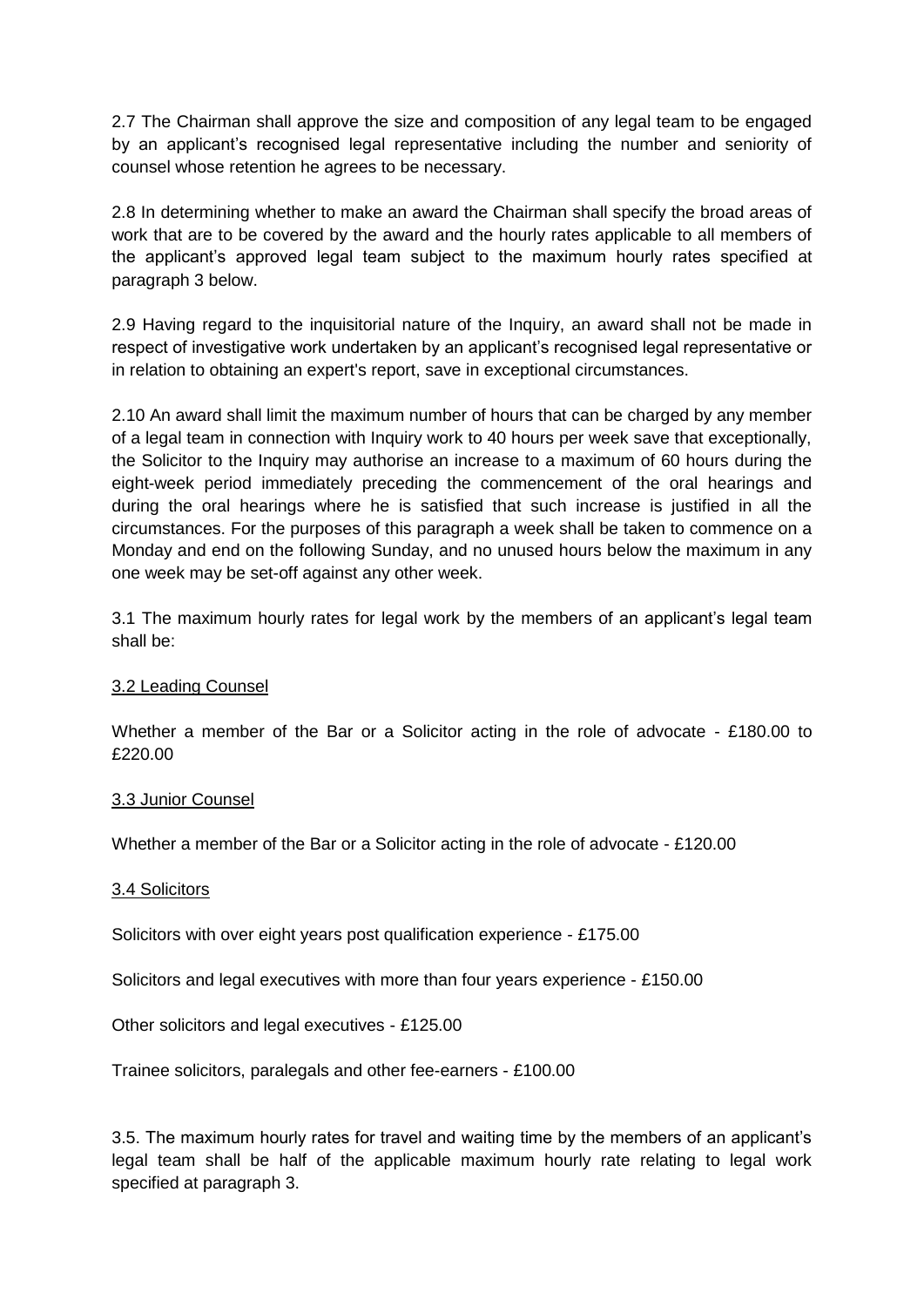2.7 The Chairman shall approve the size and composition of any legal team to be engaged by an applicant's recognised legal representative including the number and seniority of counsel whose retention he agrees to be necessary.

2.8 In determining whether to make an award the Chairman shall specify the broad areas of work that are to be covered by the award and the hourly rates applicable to all members of the applicant's approved legal team subject to the maximum hourly rates specified at paragraph 3 below.

2.9 Having regard to the inquisitorial nature of the Inquiry, an award shall not be made in respect of investigative work undertaken by an applicant's recognised legal representative or in relation to obtaining an expert's report, save in exceptional circumstances.

2.10 An award shall limit the maximum number of hours that can be charged by any member of a legal team in connection with Inquiry work to 40 hours per week save that exceptionally, the Solicitor to the Inquiry may authorise an increase to a maximum of 60 hours during the eight-week period immediately preceding the commencement of the oral hearings and during the oral hearings where he is satisfied that such increase is justified in all the circumstances. For the purposes of this paragraph a week shall be taken to commence on a Monday and end on the following Sunday, and no unused hours below the maximum in any one week may be set-off against any other week.

3.1 The maximum hourly rates for legal work by the members of an applicant's legal team shall be:

3.2 Leading Counsel

Whether a member of the Bar or a Solicitor acting in the role of advocate - £180.00 to £220.00

3.3 Junior Counsel

Whether a member of the Bar or a Solicitor acting in the role of advocate - £120.00

3.4 Solicitors

Solicitors with over eight years post qualification experience - £175.00

Solicitors and legal executives with more than four years experience - £150.00

Other solicitors and legal executives - £125.00

Trainee solicitors, paralegals and other fee-earners - £100.00

3.5. The maximum hourly rates for travel and waiting time by the members of an applicant's legal team shall be half of the applicable maximum hourly rate relating to legal work specified at paragraph 3.